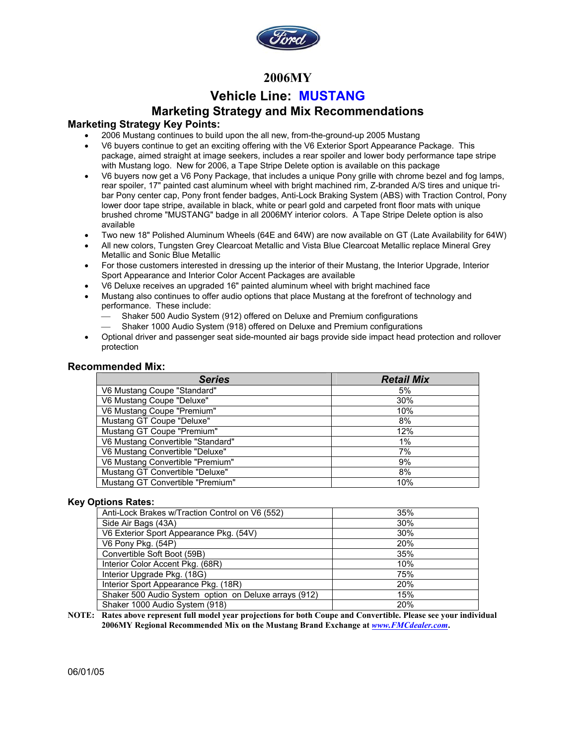# 2006MY

## Vehicle Line: MUSTANG

## Marketing Strategy and Mix Recommendations

### Marketing Strategy Key Points:

- 2006 Mustang continues to build upon the all new, from-the-ground-up 2005 Mustang
- V6 buyers continue to get an exciting offering with the V6 Exterior Sport Appearance Package. This package, aimed straight at image seekers, includes a rear spoiler and lower body performance tape stripe with Mustang logo. New for 2006, a Tape Stripe Delete option is available on this package
- V6 buyers now get a V6 Pony Package, that includes a unique Pony grille with chrome bezel and fog lamps, rear spoiler, 17" painted cast aluminum wheel with bright machined rim, Z-branded A/S tires and unique tri-bar Pony center cap, Pony front fender badges, Anti-Lock Braking System (ABS) with Traction Control, Pony lower door tape stripe, available in black, white or pearl gold and carpeted front floor mats with unique brushed chrome "MUSTANG" badge in all 2006MY interior colors. A Tape Stripe Delete option is also available
- Two new 18" Polished Aluminum Wheels (64E and 64W) are now available on GT (Late Availability for 64W)
- All new colors, Tungsten Grey Clearcoat Metallic and Vista Blue Clearcoat Metallic replace Mineral Grey Metallic and Sonic Blue Metallic
- For those customers interested in dressing up the interior of their Mustang, the Interior Upgrade, Interior Sport Appearance and Interior Color Accent Packages are available
- V6 Deluxe receives an upgraded 16" painted aluminum wheel with bright machined face
- Mustang also continues to offer audio options that place Mustang at the forefront of technology and performance. These include:
  - Shaker 500 Audio System (912) offered on Deluxe and Premium configurations
  - Shaker 1000 Audio System (918) offered on Deluxe and Premium configurations
- Optional driver and passenger seat side-mounted air bags provide side impact head protection and rollover protection

### Recommended Mix:

| ***Series*** | ***Retail Mix*** |
|---|---|
| V6 Mustang Coupe "Standard" | 5% |
| V6 Mustang Coupe "Deluxe" | 30% |
| V6 Mustang Coupe "Premium" | 10% |
| Mustang GT Coupe "Deluxe" | 8% |
| Mustang GT Coupe "Premium" | 12% |
| V6 Mustang Convertible "Standard" | 1% |
| V6 Mustang Convertible "Deluxe" | 7% |
| V6 Mustang Convertible "Premium" | 9% |
| Mustang GT Convertible "Deluxe" | 8% |
| Mustang GT Convertible "Premium" | 10% |

### Key Options Rates:

| Option | Rate |
|---|---|
| Anti-Lock Brakes w/Traction Control on V6 (552) | 35% |
| Side Air Bags (43A) | 30% |
| V6 Exterior Sport Appearance Pkg. (54V) | 30% |
| V6 Pony Pkg. (54P) | 20% |
| Convertible Soft Boot (59B) | 35% |
| Interior Color Accent Pkg. (68R) | 10% |
| Interior Upgrade Pkg. (18G) | 75% |
| Interior Sport Appearance Pkg. (18R) | 20% |
| Shaker 500 Audio System option on Deluxe arrays (912) | 15% |
| Shaker 1000 Audio System (918) | 20% |

**NOTE: Rates above represent full model year projections for both Coupe and Convertible. Please see your individual 2006MY Regional Recommended Mix on the Mustang Brand Exchange at *www.FMCdealer.com*.**

06/01/05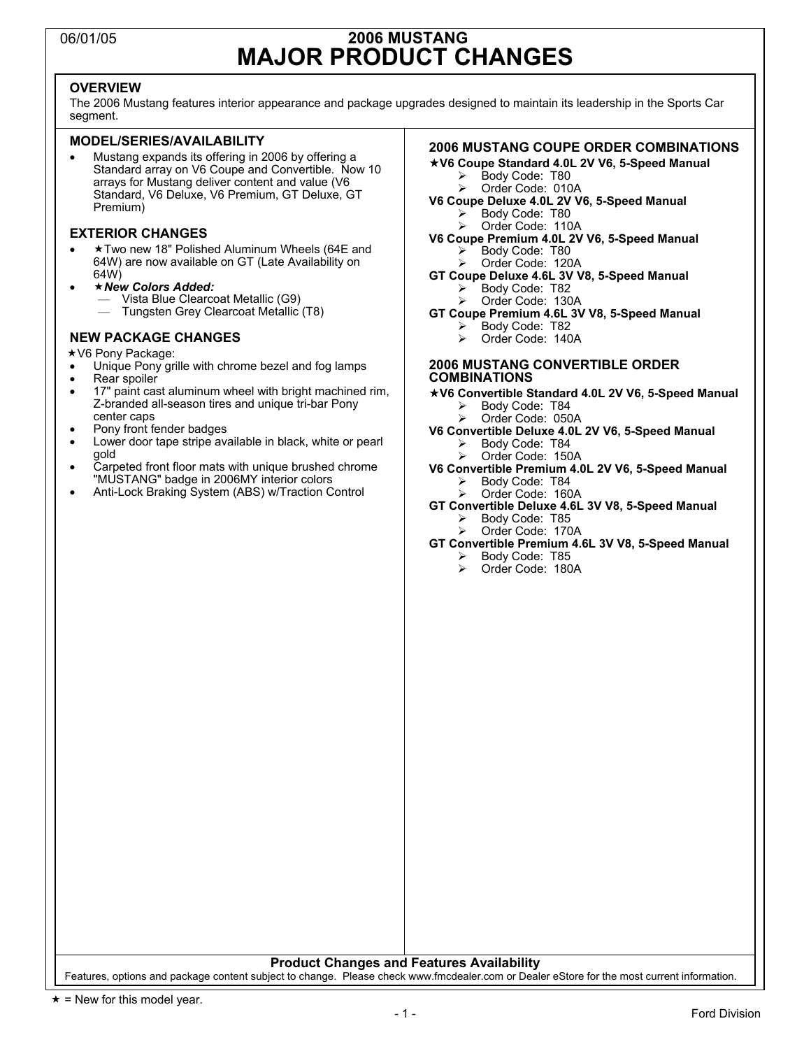# 2006 MUSTANG
# MAJOR PRODUCT CHANGES

06/01/05

## OVERVIEW

The 2006 Mustang features interior appearance and package upgrades designed to maintain its leadership in the Sports Car segment.

## MODEL/SERIES/AVAILABILITY

- Mustang expands its offering in 2006 by offering a Standard array on V6 Coupe and Convertible. Now 10 arrays for Mustang deliver content and value (V6 Standard, V6 Deluxe, V6 Premium, GT Deluxe, GT Premium)

## EXTERIOR CHANGES

- ★Two new 18" Polished Aluminum Wheels (64E and 64W) are now available on GT (Late Availability on 64W)
- ★***New Colors Added:***
  - Vista Blue Clearcoat Metallic (G9)
  - Tungsten Grey Clearcoat Metallic (T8)

## NEW PACKAGE CHANGES

★V6 Pony Package:

- Unique Pony grille with chrome bezel and fog lamps
- Rear spoiler
- 17" paint cast aluminum wheel with bright machined rim, Z-branded all-season tires and unique tri-bar Pony center caps
- Pony front fender badges
- Lower door tape stripe available in black, white or pearl gold
- Carpeted front floor mats with unique brushed chrome "MUSTANG" badge in 2006MY interior colors
- Anti-Lock Braking System (ABS) w/Traction Control

## 2006 MUSTANG COUPE ORDER COMBINATIONS

**★V6 Coupe Standard 4.0L 2V V6, 5-Speed Manual**
- Body Code: T80
- Order Code: 010A

**V6 Coupe Deluxe 4.0L 2V V6, 5-Speed Manual**
- Body Code: T80
- Order Code: 110A

**V6 Coupe Premium 4.0L 2V V6, 5-Speed Manual**
- Body Code: T80
- Order Code: 120A

**GT Coupe Deluxe 4.6L 3V V8, 5-Speed Manual**
- Body Code: T82
- Order Code: 130A

**GT Coupe Premium 4.6L 3V V8, 5-Speed Manual**
- Body Code: T82
- Order Code: 140A

## 2006 MUSTANG CONVERTIBLE ORDER COMBINATIONS

**★V6 Convertible Standard 4.0L 2V V6, 5-Speed Manual**
- Body Code: T84
- Order Code: 050A

**V6 Convertible Deluxe 4.0L 2V V6, 5-Speed Manual**
- Body Code: T84
- Order Code: 150A

**V6 Convertible Premium 4.0L 2V V6, 5-Speed Manual**
- Body Code: T84
- Order Code: 160A

**GT Convertible Deluxe 4.6L 3V V8, 5-Speed Manual**
- Body Code: T85
- Order Code: 170A

**GT Convertible Premium 4.6L 3V V8, 5-Speed Manual**
- Body Code: T85
- Order Code: 180A

**Product Changes and Features Availability**

Features, options and package content subject to change. Please check www.fmcdealer.com or Dealer eStore for the most current information.

★ = New for this model year.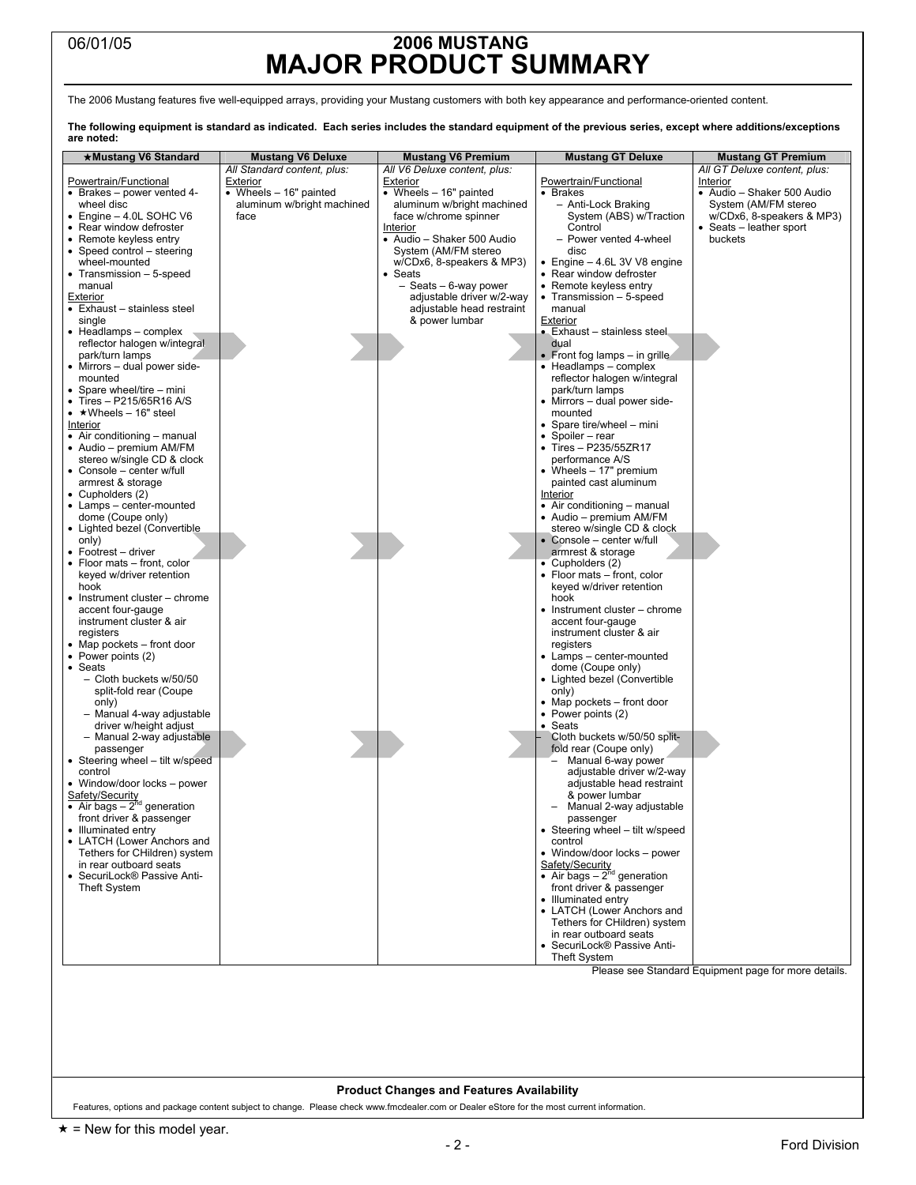06/01/05

# 2006 MUSTANG
# MAJOR PRODUCT SUMMARY

The 2006 Mustang features five well-equipped arrays, providing your Mustang customers with both key appearance and performance-oriented content.

**The following equipment is standard as indicated. Each series includes the standard equipment of the previous series, except where additions/exceptions are noted:**

| ★Mustang V6 Standard | Mustang V6 Deluxe | Mustang V6 Premium | Mustang GT Deluxe | Mustang GT Premium |
|---|---|---|---|---|
| Powertrain/Functional<br>• Brakes – power vented 4-wheel disc<br>• Engine – 4.0L SOHC V6<br>• Rear window defroster<br>• Remote keyless entry<br>• Speed control – steering wheel-mounted<br>• Transmission – 5-speed manual<br>Exterior<br>• Exhaust – stainless steel single<br>• Headlamps – complex reflector halogen w/integral park/turn lamps<br>• Mirrors – dual power side-mounted<br>• Spare wheel/tire – mini<br>• Tires – P215/65R16 A/S<br>• ★Wheels – 16" steel<br>Interior<br>• Air conditioning – manual<br>• Audio – premium AM/FM stereo w/single CD & clock<br>• Console – center w/full armrest & storage<br>• Cupholders (2)<br>• Lamps – center-mounted dome (Coupe only)<br>• Lighted bezel (Convertible only)<br>• Footrest – driver<br>• Floor mats – front, color keyed w/driver retention hook<br>• Instrument cluster – chrome accent four-gauge instrument cluster & air registers<br>• Map pockets – front door<br>• Power points (2)<br>• Seats<br>– Cloth buckets w/50/50 split-fold rear (Coupe only)<br>– Manual 4-way adjustable driver w/height adjust<br>– Manual 2-way adjustable passenger<br>• Steering wheel – tilt w/speed control<br>• Window/door locks – power<br>Safety/Security<br>• Air bags – 2nd generation front driver & passenger<br>• Illuminated entry<br>• LATCH (Lower Anchors and Tethers for CHildren) system in rear outboard seats<br>• SecuriLock® Passive Anti-Theft System | *All Standard content, plus:*<br>Exterior<br>• Wheels – 16" painted aluminum w/bright machined face | *All V6 Deluxe content, plus:*<br>Exterior<br>• Wheels – 16" painted aluminum w/bright machined face w/chrome spinner<br>Interior<br>• Audio – Shaker 500 Audio System (AM/FM stereo w/CDx6, 8-speakers & MP3)<br>• Seats<br>– Seats – 6-way power adjustable driver w/2-way adjustable head restraint & power lumbar | Powertrain/Functional<br>• Brakes<br>– Anti-Lock Braking System (ABS) w/Traction Control<br>– Power vented 4-wheel disc<br>• Engine – 4.6L 3V V8 engine<br>• Rear window defroster<br>• Remote keyless entry<br>• Transmission – 5-speed manual<br>Exterior<br>• Exhaust – stainless steel dual<br>• Front fog lamps – in grille<br>• Headlamps – complex reflector halogen w/integral park/turn lamps<br>• Mirrors – dual power side-mounted<br>• Spare tire/wheel – mini<br>• Spoiler – rear<br>• Tires – P235/55ZR17 performance A/S<br>• Wheels – 17" premium painted cast aluminum<br>Interior<br>• Air conditioning – manual<br>• Audio – premium AM/FM stereo w/single CD & clock<br>• Console – center w/full armrest & storage<br>• Cupholders (2)<br>• Floor mats – front, color keyed w/driver retention hook<br>• Instrument cluster – chrome accent four-gauge instrument cluster & air registers<br>• Lamps – center-mounted dome (Coupe only)<br>• Lighted bezel (Convertible only)<br>• Map pockets – front door<br>• Power points (2)<br>• Seats<br>– Cloth buckets w/50/50 split-fold rear (Coupe only)<br>– Manual 6-way power adjustable driver w/2-way adjustable head restraint & power lumbar<br>– Manual 2-way adjustable passenger<br>• Steering wheel – tilt w/speed control<br>• Window/door locks – power<br>Safety/Security<br>• Air bags – 2nd generation front driver & passenger<br>• Illuminated entry<br>• LATCH (Lower Anchors and Tethers for CHildren) system in rear outboard seats<br>• SecuriLock® Passive Anti-Theft System | *All GT Deluxe content, plus:*<br>Interior<br>• Audio – Shaker 500 Audio System (AM/FM stereo w/CDx6, 8-speakers & MP3)<br>• Seats – leather sport buckets |

Please see Standard Equipment page for more details.

**Product Changes and Features Availability**

Features, options and package content subject to change. Please check www.fmcdealer.com or Dealer eStore for the most current information.

★ = New for this model year.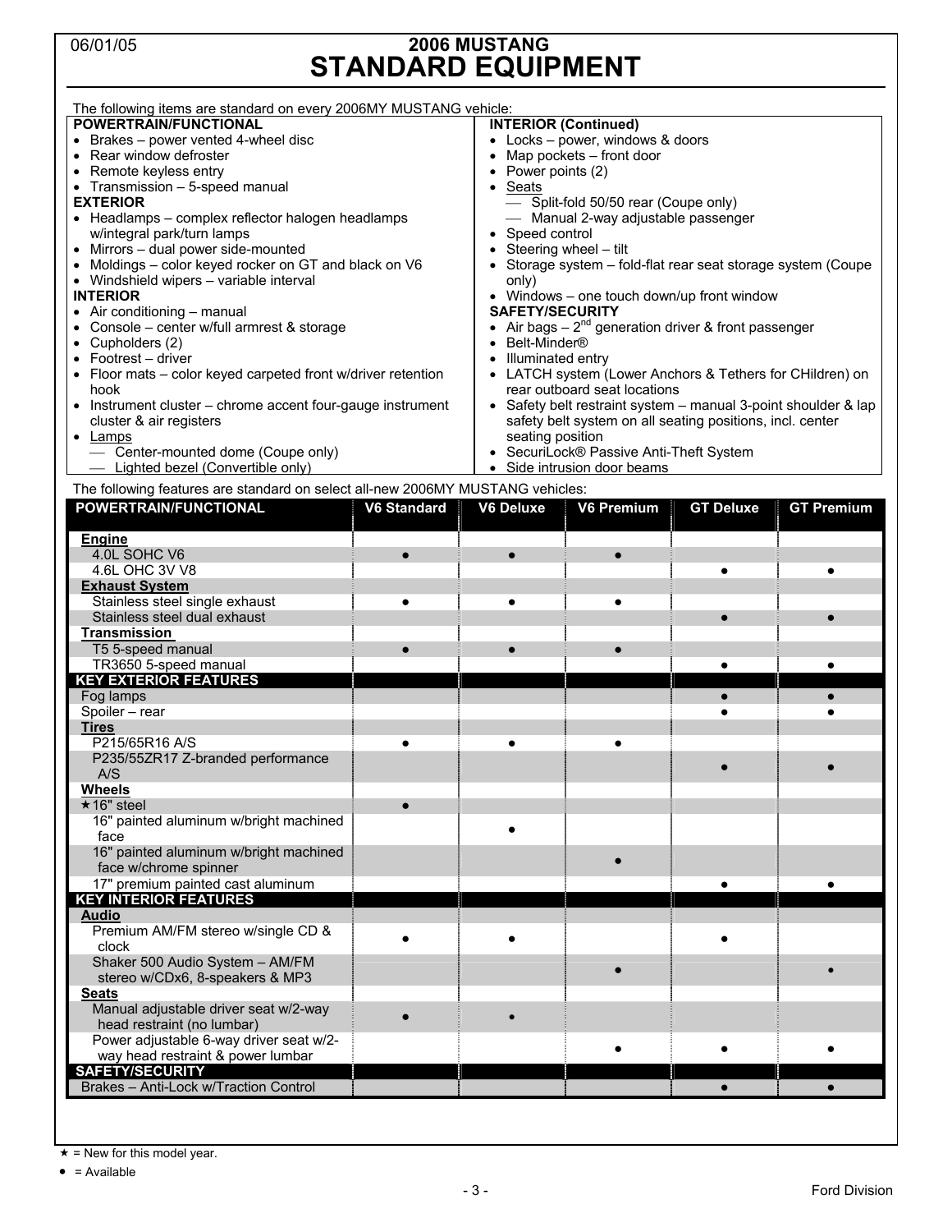06/01/05

# 2006 MUSTANG
# STANDARD EQUIPMENT

The following items are standard on every 2006MY MUSTANG vehicle:

**POWERTRAIN/FUNCTIONAL**
- Brakes – power vented 4-wheel disc
- Rear window defroster
- Remote keyless entry
- Transmission – 5-speed manual

**EXTERIOR**
- Headlamps – complex reflector halogen headlamps w/integral park/turn lamps
- Mirrors – dual power side-mounted
- Moldings – color keyed rocker on GT and black on V6
- Windshield wipers – variable interval

**INTERIOR**
- Air conditioning – manual
- Console – center w/full armrest & storage
- Cupholders (2)
- Footrest – driver
- Floor mats – color keyed carpeted front w/driver retention hook
- Instrument cluster – chrome accent four-gauge instrument cluster & air registers
- Lamps
  - Center-mounted dome (Coupe only)
  - Lighted bezel (Convertible only)

**INTERIOR (Continued)**
- Locks – power, windows & doors
- Map pockets – front door
- Power points (2)
- Seats
  - Split-fold 50/50 rear (Coupe only)
  - Manual 2-way adjustable passenger
- Speed control
- Steering wheel – tilt
- Storage system – fold-flat rear seat storage system (Coupe only)
- Windows – one touch down/up front window

**SAFETY/SECURITY**
- Air bags – 2nd generation driver & front passenger
- Belt-Minder®
- Illuminated entry
- LATCH system (Lower Anchors & Tethers for CHildren) on rear outboard seat locations
- Safety belt restraint system – manual 3-point shoulder & lap safety belt system on all seating positions, incl. center seating position
- SecuriLock® Passive Anti-Theft System
- Side intrusion door beams

The following features are standard on select all-new 2006MY MUSTANG vehicles:

| POWERTRAIN/FUNCTIONAL | V6 Standard | V6 Deluxe | V6 Premium | GT Deluxe | GT Premium |
|---|---|---|---|---|---|
| **Engine** | | | | | |
| 4.0L SOHC V6 | ● | ● | ● | | |
| 4.6L OHC 3V V8 | | | | ● | ● |
| **Exhaust System** | | | | | |
| Stainless steel single exhaust | ● | ● | ● | | |
| Stainless steel dual exhaust | | | | ● | ● |
| **Transmission** | | | | | |
| T5 5-speed manual | ● | ● | ● | | |
| TR3650 5-speed manual | | | | ● | ● |
| **KEY EXTERIOR FEATURES** | | | | | |
| Fog lamps | | | | ● | ● |
| Spoiler – rear | | | | ● | ● |
| **Tires** | | | | | |
| P215/65R16 A/S | ● | ● | ● | | |
| P235/55ZR17 Z-branded performance A/S | | | | ● | ● |
| **Wheels** | | | | | |
| ★16" steel | ● | | | | |
| 16" painted aluminum w/bright machined face | | ● | | | |
| 16" painted aluminum w/bright machined face w/chrome spinner | | | ● | | |
| 17" premium painted cast aluminum | | | | ● | ● |
| **KEY INTERIOR FEATURES** | | | | | |
| **Audio** | | | | | |
| Premium AM/FM stereo w/single CD & clock | ● | ● | | ● | |
| Shaker 500 Audio System – AM/FM stereo w/CDx6, 8-speakers & MP3 | | | ● | | ● |
| **Seats** | | | | | |
| Manual adjustable driver seat w/2-way head restraint (no lumbar) | ● | ● | | | |
| Power adjustable 6-way driver seat w/2-way head restraint & power lumbar | | | ● | ● | ● |
| **SAFETY/SECURITY** | | | | | |
| Brakes – Anti-Lock w/Traction Control | | | | ● | ● |

★ = New for this model year.

● = Available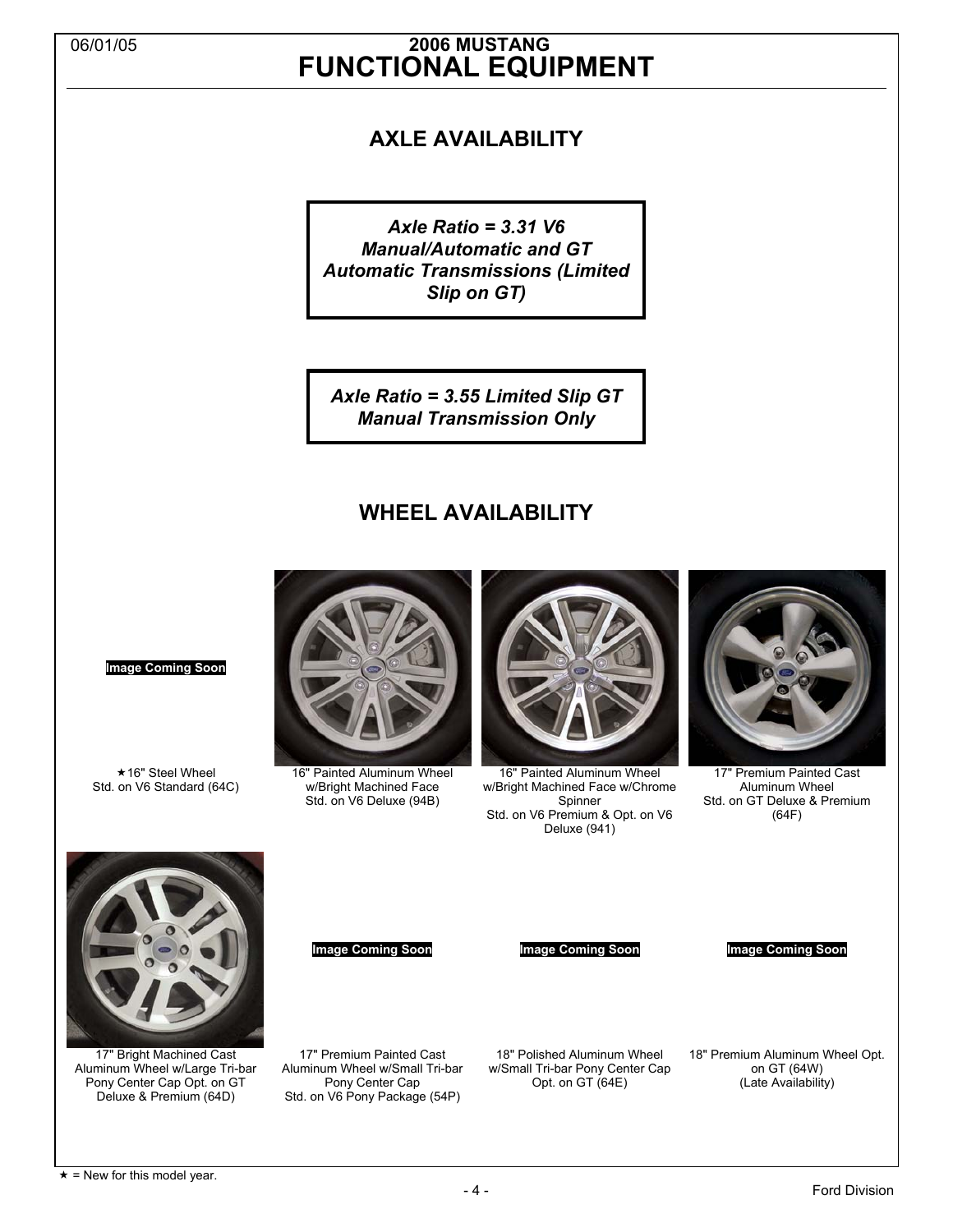# 2006 MUSTANG
# FUNCTIONAL EQUIPMENT

## AXLE AVAILABILITY

***Axle Ratio = 3.31 V6 Manual/Automatic and GT Automatic Transmissions (Limited Slip on GT)***

***Axle Ratio = 3.55 Limited Slip GT Manual Transmission Only***

## WHEEL AVAILABILITY

**Image Coming Soon**

★16" Steel Wheel
Std. on V6 Standard (64C)

16" Painted Aluminum Wheel w/Bright Machined Face
Std. on V6 Deluxe (94B)

16" Painted Aluminum Wheel w/Bright Machined Face w/Chrome Spinner
Std. on V6 Premium & Opt. on V6 Deluxe (941)

17" Premium Painted Cast Aluminum Wheel
Std. on GT Deluxe & Premium (64F)

17" Bright Machined Cast Aluminum Wheel w/Large Tri-bar Pony Center Cap Opt. on GT Deluxe & Premium (64D)

**Image Coming Soon**

17" Premium Painted Cast Aluminum Wheel w/Small Tri-bar Pony Center Cap
Std. on V6 Pony Package (54P)

**Image Coming Soon**

18" Polished Aluminum Wheel w/Small Tri-bar Pony Center Cap
Opt. on GT (64E)

**Image Coming Soon**

18" Premium Aluminum Wheel Opt. on GT (64W)
(Late Availability)

★ = New for this model year.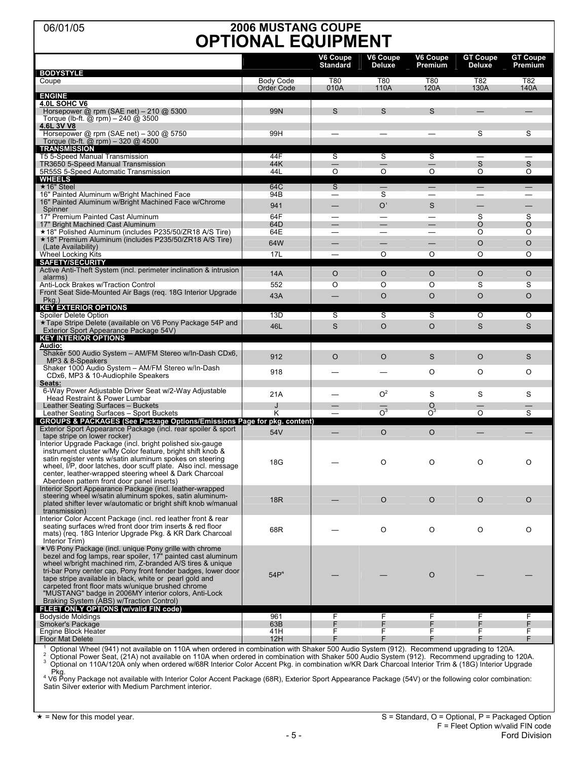# 2006 MUSTANG COUPE
# OPTIONAL EQUIPMENT

06/01/05

| | | V6 Coupe Standard | V6 Coupe Deluxe | V6 Coupe Premium | GT Coupe Deluxe | GT Coupe Premium |
|---|---|---|---|---|---|---|
| **BODYSTYLE** | | | | | | |
| Coupe | Body Code | T80 | T80 | T80 | T82 | T82 |
| | Order Code | 010A | 110A | 120A | 130A | 140A |
| **ENGINE** | | | | | | |
| **4.0L SOHC V6** | | | | | | |
| Horsepower @ rpm (SAE net) – 210 @ 5300<br>Torque (lb-ft. @ rpm) – 240 @ 3500 | 99N | S | S | S | — | — |
| **4.6L 3V V8** | | | | | | |
| Horsepower @ rpm (SAE net) – 300 @ 5750<br>Torque (lb-ft. @ rpm) – 320 @ 4500 | 99H | — | — | — | S | S |
| **TRANSMISSION** | | | | | | |
| T5 5-Speed Manual Transmission | 44F | S | S | S | — | — |
| TR3650 5-Speed Manual Transmission | 44K | — | — | — | S | S |
| 5R55S 5-Speed Automatic Transmission | 44L | O | O | O | O | O |
| **WHEELS** | | | | | | |
| ★16" Steel | 64C | S | — | — | — | — |
| 16" Painted Aluminum w/Bright Machined Face | 94B | — | S | — | — | — |
| 16" Painted Aluminum w/Bright Machined Face w/Chrome Spinner | 941 | — | O[1] | S | — | — |
| 17" Premium Painted Cast Aluminum | 64F | — | — | — | S | S |
| 17" Bright Machined Cast Aluminum | 64D | — | — | — | O | O |
| ★18" Polished Aluminum (includes P235/50/ZR18 A/S Tire) | 64E | — | — | — | O | O |
| ★18" Premium Aluminum (includes P235/50/ZR18 A/S Tire) (Late Availability) | 64W | — | — | — | O | O |
| Wheel Locking Kits | 17L | — | O | O | O | O |
| **SAFETY/SECURITY** | | | | | | |
| Active Anti-Theft System (incl. perimeter inclination & intrusion alarms) | 14A | O | O | O | O | O |
| Anti-Lock Brakes w/Traction Control | 552 | O | O | O | S | S |
| Front Seat Side-Mounted Air Bags (req. 18G Interior Upgrade Pkg.) | 43A | — | O | O | O | O |
| **KEY EXTERIOR OPTIONS** | | | | | | |
| Spoiler Delete Option | 13D | S | S | S | O | O |
| ★Tape Stripe Delete (available on V6 Pony Package 54P and Exterior Sport Appearance Package 54V) | 46L | S | O | O | S | S |
| **KEY INTERIOR OPTIONS** | | | | | | |
| **Audio:** | | | | | | |
| Shaker 500 Audio System – AM/FM Stereo w/In-Dash CDx6, MP3 & 8-Speakers | 912 | O | O | S | O | S |
| Shaker 1000 Audio System – AM/FM Stereo w/In-Dash CDx6, MP3 & 10-Audiophile Speakers | 918 | — | — | O | O | O |
| **Seats:** | | | | | | |
| 6-Way Power Adjustable Driver Seat w/2-Way Adjustable Head Restraint & Power Lumbar | 21A | — | O[2] | S | S | S |
| Leather Seating Surfaces – Buckets | J | — | — | O | — | — |
| Leather Seating Surfaces – Sport Buckets | K | — | O[3] | O[3] | O | S |
| **GROUPS & PACKAGES (See Package Options/Emissions Page for pkg. content)** | | | | | | |
| Exterior Sport Appearance Package (incl. rear spoiler & sport tape stripe on lower rocker) | 54V | — | O | O | — | — |
| Interior Upgrade Package (incl. bright polished six-gauge instrument cluster w/My Color feature, bright shift knob & satin register vents w/satin aluminum spokes on steering wheel, I/P, door latches, door scuff plate. Also incl. message center, leather-wrapped steering wheel & Dark Charcoal Aberdeen pattern front door panel inserts) | 18G | — | O | O | O | O |
| Interior Sport Appearance Package (incl. leather-wrapped steering wheel w/satin aluminum spokes, satin aluminum-plated shifter lever w/automatic or bright shift knob w/manual transmission) | 18R | — | O | O | O | O |
| Interior Color Accent Package (incl. red leather front & rear seating surfaces w/red front door trim inserts & red floor mats) (req. 18G Interior Upgrade Pkg. & KR Dark Charcoal Interior Trim) | 68R | — | O | O | O | O |
| ★V6 Pony Package (incl. unique Pony grille with chrome bezel and fog lamps, rear spoiler, 17" painted cast aluminum wheel w/bright machined rim, Z-branded A/S tires & unique tri-bar Pony center cap, Pony front fender badges, lower door tape stripe available in black, white or pearl gold and carpeted front floor mats w/unique brushed chrome "MUSTANG" badge in 2006MY interior colors, Anti-Lock Braking System (ABS) w/Traction Control) | 54P[4] | — | — | O | — | — |
| **FLEET ONLY OPTIONS (w/valid FIN code)** | | | | | | |
| Bodyside Moldings | 961 | F | F | F | F | F |
| Smoker's Package | 63B | F | F | F | F | F |
| Engine Block Heater | 41H | F | F | F | F | F |
| Floor Mat Delete | 12H | F | F | F | F | F |

[1] Optional Wheel (941) not available on 110A when ordered in combination with Shaker 500 Audio System (912). Recommend upgrading to 120A.
[2] Optional Power Seat, (21A) not available on 110A when ordered in combination with Shaker 500 Audio System (912). Recommend upgrading to 120A.
[3] Optional on 110A/120A only when ordered w/68R Interior Color Accent Pkg. in combination w/KR Dark Charcoal Interior Trim & (18G) Interior Upgrade Pkg.
[4] V6 Pony Package not available with Interior Color Accent Package (68R), Exterior Sport Appearance Package (54V) or the following color combination: Satin Silver exterior with Medium Parchment interior.

★ = New for this model year.

S = Standard, O = Optional, P = Packaged Option
F = Fleet Option w/valid FIN code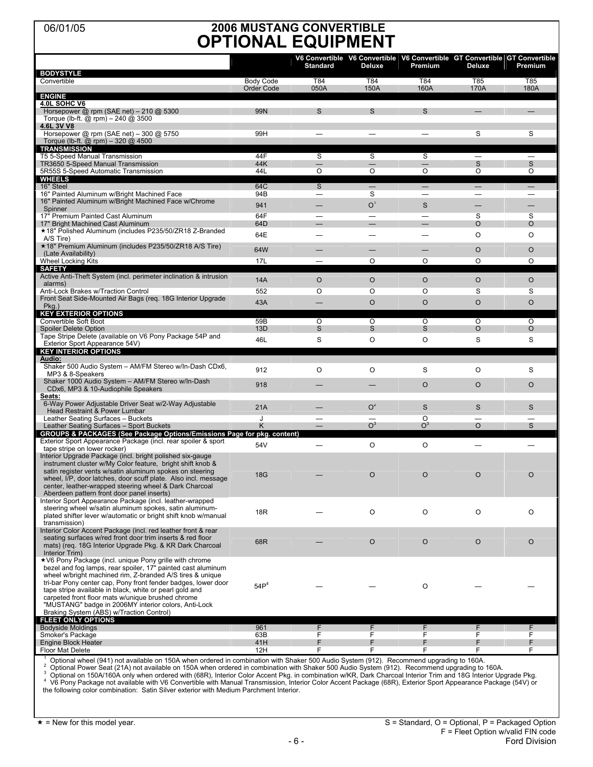06/01/05

# 2006 MUSTANG CONVERTIBLE
# OPTIONAL EQUIPMENT

| | | V6 Convertible Standard | V6 Convertible Deluxe | V6 Convertible Premium | GT Convertible Deluxe | GT Convertible Premium |
|---|---|---|---|---|---|---|
| **BODYSTYLE** | | | | | | |
| Convertible | Body Code | T84 | T84 | T84 | T85 | T85 |
| | Order Code | 050A | 150A | 160A | 170A | 180A |
| **ENGINE** | | | | | | |
| **4.0L SOHC V6** | | | | | | |
| Horsepower @ rpm (SAE net) – 210 @ 5300 | 99N | S | S | S | — | — |
| Torque (lb-ft. @ rpm) – 240 @ 3500 | | | | | | |
| **4.6L 3V V8** | | | | | | |
| Horsepower @ rpm (SAE net) – 300 @ 5750 | 99H | — | — | — | S | S |
| Torque (lb-ft. @ rpm) – 320 @ 4500 | | | | | | |
| **TRANSMISSION** | | | | | | |
| T5 5-Speed Manual Transmission | 44F | S | S | S | — | — |
| TR3650 5-Speed Manual Transmission | 44K | — | — | — | S | S |
| 5R55S 5-Speed Automatic Transmission | 44L | O | O | O | O | O |
| **WHEELS** | | | | | | |
| 16" Steel | 64C | S | — | — | — | — |
| 16" Painted Aluminum w/Bright Machined Face | 94B | — | S | — | — | — |
| 16" Painted Aluminum w/Bright Machined Face w/Chrome Spinner | 941 | — | O[1] | S | — | — |
| 17" Premium Painted Cast Aluminum | 64F | — | — | — | S | S |
| 17" Bright Machined Cast Aluminum | 64D | — | — | — | O | O |
| ★18" Polished Aluminum (includes P235/50/ZR18 Z-Branded A/S Tire) | 64E | — | — | — | O | O |
| ★18" Premium Aluminum (includes P235/50/ZR18 A/S Tire) (Late Availability) | 64W | — | — | — | O | O |
| Wheel Locking Kits | 17L | — | O | O | O | O |
| **SAFETY** | | | | | | |
| Active Anti-Theft System (incl. perimeter inclination & intrusion alarms) | 14A | O | O | O | O | O |
| Anti-Lock Brakes w/Traction Control | 552 | O | O | O | S | S |
| Front Seat Side-Mounted Air Bags (req. 18G Interior Upgrade Pkg.) | 43A | — | O | O | O | O |
| **KEY EXTERIOR OPTIONS** | | | | | | |
| Convertible Soft Boot | 59B | O | O | O | O | O |
| Spoiler Delete Option | 13D | S | S | S | O | O |
| Tape Stripe Delete (available on V6 Pony Package 54P and Exterior Sport Appearance 54V) | 46L | S | O | O | S | S |
| **KEY INTERIOR OPTIONS** | | | | | | |
| **Audio:** | | | | | | |
| Shaker 500 Audio System – AM/FM Stereo w/In-Dash CDx6, MP3 & 8-Speakers | 912 | O | O | S | O | S |
| Shaker 1000 Audio System – AM/FM Stereo w/In-Dash CDx6, MP3 & 10-Audiophile Speakers | 918 | — | — | O | O | O |
| **Seats:** | | | | | | |
| 6-Way Power Adjustable Driver Seat w/2-Way Adjustable Head Restraint & Power Lumbar | 21A | — | O[2] | S | S | S |
| Leather Seating Surfaces – Buckets | J | — | — | O | — | — |
| Leather Seating Surfaces – Sport Buckets | K | — | O[3] | O[3] | O | S |
| **GROUPS & PACKAGES (See Package Options/Emissions Page for pkg. content)** | | | | | | |
| Exterior Sport Appearance Package (incl. rear spoiler & sport tape stripe on lower rocker) | 54V | — | O | O | — | — |
| Interior Upgrade Package (incl. bright polished six-gauge instrument cluster w/My Color feature, bright shift knob & satin register vents w/satin aluminum spokes on steering wheel, I/P, door latches, door scuff plate. Also incl. message center, leather-wrapped steering wheel & Dark Charcoal Aberdeen pattern front door panel inserts) | 18G | — | O | O | O | O |
| Interior Sport Appearance Package (incl. leather-wrapped steering wheel w/satin aluminum spokes, satin aluminum-plated shifter lever w/automatic or bright shift knob w/manual transmission) | 18R | — | O | O | O | O |
| Interior Color Accent Package (incl. red leather front & rear seating surfaces w/red front door trim inserts & red floor mats) (req. 18G Interior Upgrade Pkg. & KR Dark Charcoal Interior Trim) | 68R | — | O | O | O | O |
| ★V6 Pony Package (incl. unique Pony grille with chrome bezel and fog lamps, rear spoiler, 17" painted cast aluminum wheel w/bright machined rim, Z-branded A/S tires & unique tri-bar Pony center cap, Pony front fender badges, lower door tape stripe available in black, white or pearl gold and carpeted front floor mats w/unique brushed chrome "MUSTANG" badge in 2006MY interior colors, Anti-Lock Braking System (ABS) w/Traction Control) | 54P[4] | — | — | O | — | — |
| **FLEET ONLY OPTIONS** | | | | | | |
| Bodyside Moldings | 961 | F | F | F | F | F |
| Smoker's Package | 63B | F | F | F | F | F |
| Engine Block Heater | 41H | F | F | F | F | F |
| Floor Mat Delete | 12H | F | F | F | F | F |

[1] Optional wheel (941) not available on 150A when ordered in combination with Shaker 500 Audio System (912). Recommend upgrading to 160A.
[2] Optional Power Seat (21A) not available on 150A when ordered in combination with Shaker 500 Audio System (912). Recommend upgrading to 160A.
[3] Optional on 150A/160A only when ordered with (68R), Interior Color Accent Pkg. in combination w/KR, Dark Charcoal Interior Trim and 18G Interior Upgrade Pkg.
[4] V6 Pony Package not available with V6 Convertible with Manual Transmission, Interior Color Accent Package (68R), Exterior Sport Appearance Package (54V) or the following color combination: Satin Silver exterior with Medium Parchment Interior.

★ = New for this model year.

S = Standard, O = Optional, P = Packaged Option
F = Fleet Option w/valid FIN code

Ford Division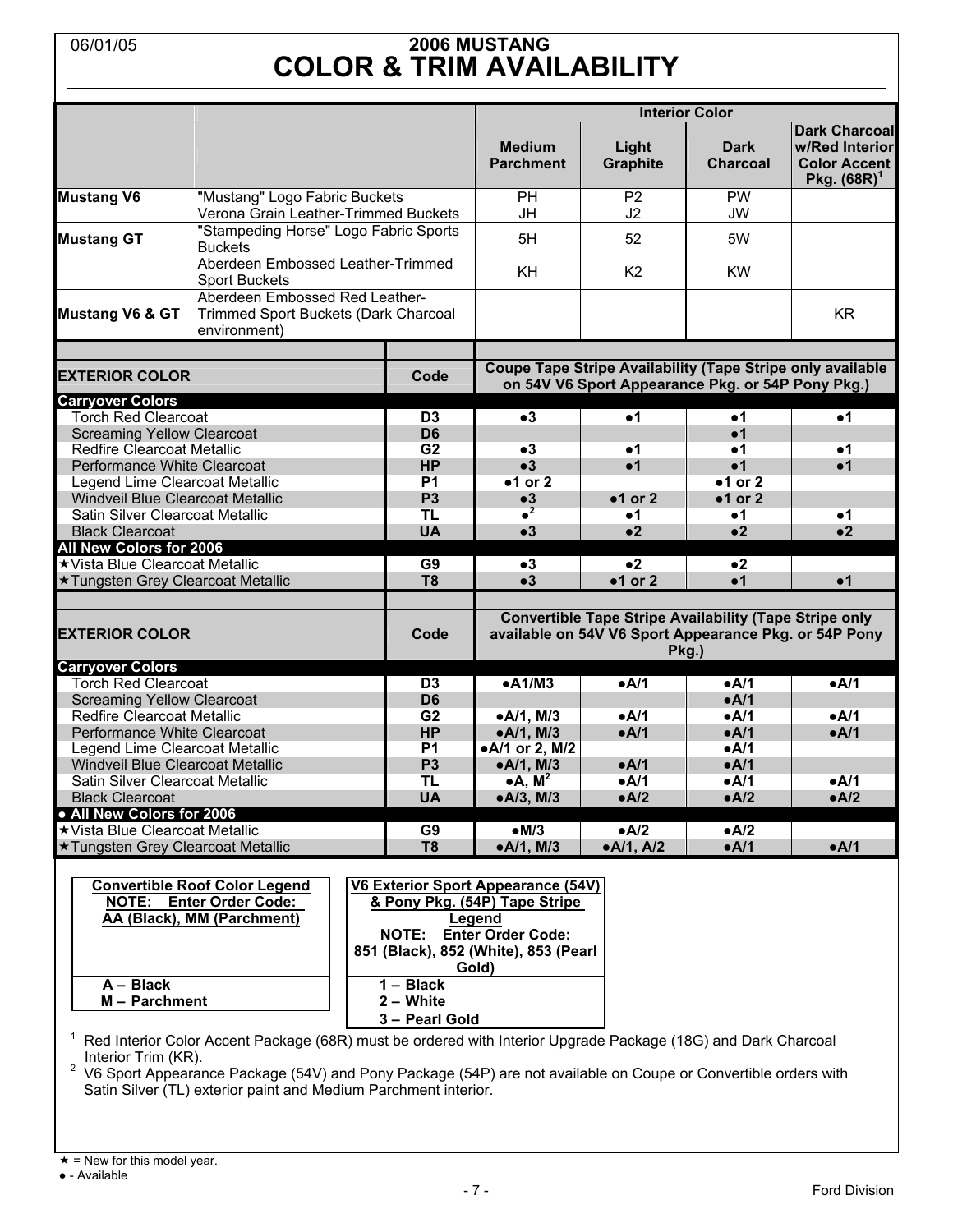06/01/05

# 2006 MUSTANG
# COLOR & TRIM AVAILABILITY

| | | Interior Color | | | |
|---|---|---|---|---|---|
| | | **Medium Parchment** | **Light Graphite** | **Dark Charcoal** | **Dark Charcoal w/Red Interior Color Accent Pkg. (68R)[1]** |
| **Mustang V6** | "Mustang" Logo Fabric Buckets | PH | P2 | PW | |
| | Verona Grain Leather-Trimmed Buckets | JH | J2 | JW | |
| **Mustang GT** | "Stampeding Horse" Logo Fabric Sports Buckets | 5H | 52 | 5W | |
| | Aberdeen Embossed Leather-Trimmed Sport Buckets | KH | K2 | KW | |
| **Mustang V6 & GT** | Aberdeen Embossed Red Leather-Trimmed Sport Buckets (Dark Charcoal environment) | | | | KR |

| EXTERIOR COLOR | Code | Coupe Tape Stripe Availability (Tape Stripe only available on 54V V6 Sport Appearance Pkg. or 54P Pony Pkg.) | | | |
|---|---|---|---|---|---|
| **Carryover Colors** | | | | | |
| Torch Red Clearcoat | D3 | ●3 | ●1 | ●1 | ●1 |
| Screaming Yellow Clearcoat | D6 | | | ●1 | |
| Redfire Clearcoat Metallic | G2 | ●3 | ●1 | ●1 | ●1 |
| Performance White Clearcoat | HP | ●3 | ●1 | ●1 | ●1 |
| Legend Lime Clearcoat Metallic | P1 | ●1 or 2 | | ●1 or 2 | |
| Windveil Blue Clearcoat Metallic | P3 | ●3 | ●1 or 2 | ●1 or 2 | |
| Satin Silver Clearcoat Metallic | TL | ●[2] | ●1 | ●1 | ●1 |
| Black Clearcoat | UA | ●3 | ●2 | ●2 | ●2 |
| **All New Colors for 2006** | | | | | |
| ★Vista Blue Clearcoat Metallic | G9 | ●3 | ●2 | ●2 | |
| ★Tungsten Grey Clearcoat Metallic | T8 | ●3 | ●1 or 2 | ●1 | ●1 |

| EXTERIOR COLOR | Code | Convertible Tape Stripe Availability (Tape Stripe only available on 54V V6 Sport Appearance Pkg. or 54P Pony Pkg.) | | | |
|---|---|---|---|---|---|
| **Carryover Colors** | | | | | |
| Torch Red Clearcoat | D3 | ●A1/M3 | ●A/1 | ●A/1 | ●A/1 |
| Screaming Yellow Clearcoat | D6 | | | ●A/1 | |
| Redfire Clearcoat Metallic | G2 | ●A/1, M/3 | ●A/1 | ●A/1 | ●A/1 |
| Performance White Clearcoat | HP | ●A/1, M/3 | ●A/1 | ●A/1 | ●A/1 |
| Legend Lime Clearcoat Metallic | P1 | ●A/1 or 2, M/2 | | ●A/1 | |
| Windveil Blue Clearcoat Metallic | P3 | ●A/1, M/3 | ●A/1 | ●A/1 | |
| Satin Silver Clearcoat Metallic | TL | ●A, M[2] | ●A/1 | ●A/1 | ●A/1 |
| Black Clearcoat | UA | ●A/3, M/3 | ●A/2 | ●A/2 | ●A/2 |
| **● All New Colors for 2006** | | | | | |
| ★Vista Blue Clearcoat Metallic | G9 | ●M/3 | ●A/2 | ●A/2 | |
| ★Tungsten Grey Clearcoat Metallic | T8 | ●A/1, M/3 | ●A/1, A/2 | ●A/1 | ●A/1 |

| Convertible Roof Color Legend<br>NOTE: Enter Order Code:<br>AA (Black), MM (Parchment) |
|---|
| A – Black<br>M – Parchment |

| V6 Exterior Sport Appearance (54V) & Pony Pkg. (54P) Tape Stripe Legend<br>NOTE: Enter Order Code:<br>851 (Black), 852 (White), 853 (Pearl Gold) |
|---|
| 1 – Black<br>2 – White<br>3 – Pearl Gold |

[1] Red Interior Color Accent Package (68R) must be ordered with Interior Upgrade Package (18G) and Dark Charcoal Interior Trim (KR).

[2] V6 Sport Appearance Package (54V) and Pony Package (54P) are not available on Coupe or Convertible orders with Satin Silver (TL) exterior paint and Medium Parchment interior.

★ = New for this model year.

● - Available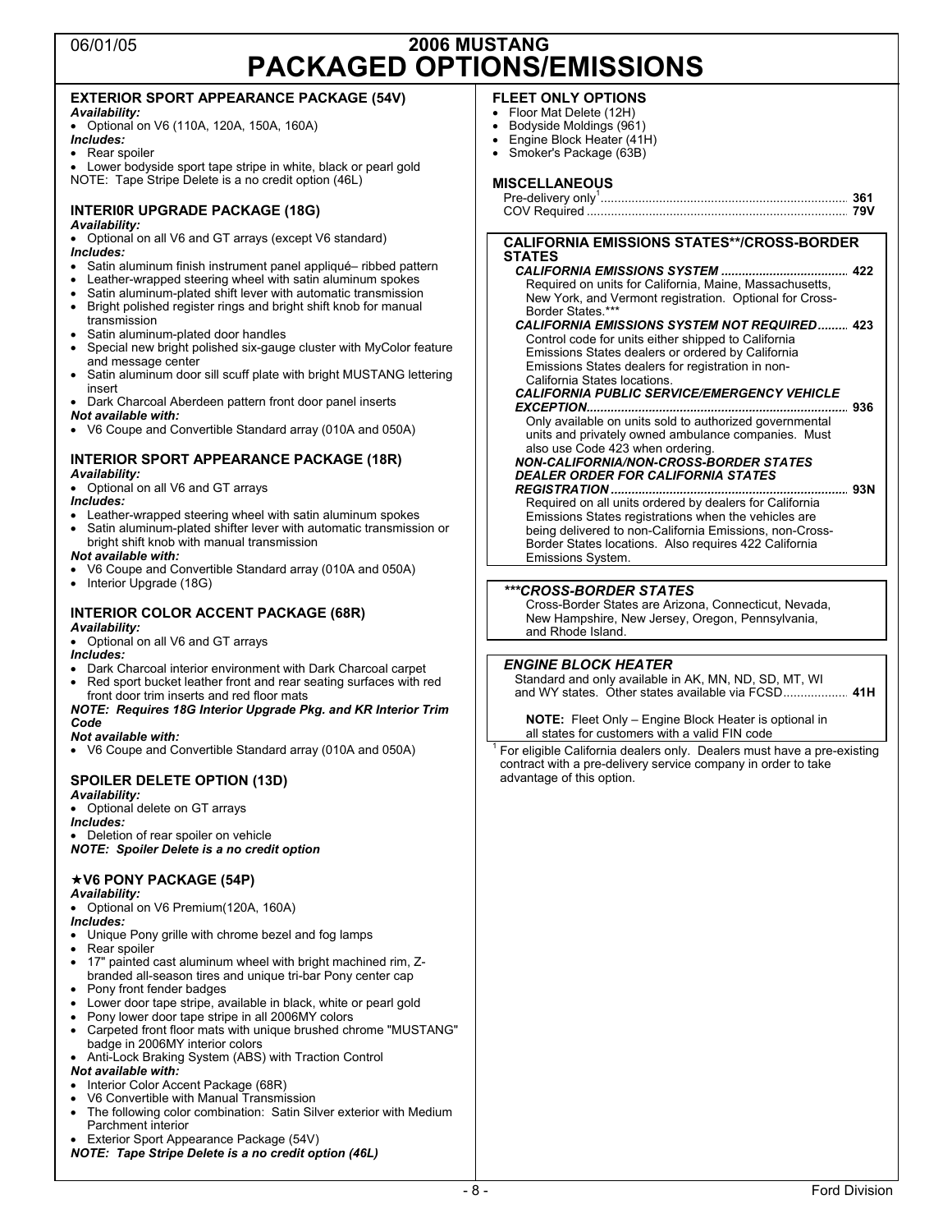# 2006 MUSTANG PACKAGED OPTIONS/EMISSIONS

06/01/05

## EXTERIOR SPORT APPEARANCE PACKAGE (54V)

*Availability:*

- Optional on V6 (110A, 120A, 150A, 160A)

*Includes:*

- Rear spoiler
- Lower bodyside sport tape stripe in white, black or pearl gold

NOTE: Tape Stripe Delete is a no credit option (46L)

## INTERI0R UPGRADE PACKAGE (18G)

*Availability:*

- Optional on all V6 and GT arrays (except V6 standard)

*Includes:*

- Satin aluminum finish instrument panel appliqué– ribbed pattern
- Leather-wrapped steering wheel with satin aluminum spokes
- Satin aluminum-plated shift lever with automatic transmission
- Bright polished register rings and bright shift knob for manual transmission
- Satin aluminum-plated door handles
- Special new bright polished six-gauge cluster with MyColor feature and message center
- Satin aluminum door sill scuff plate with bright MUSTANG lettering insert
- Dark Charcoal Aberdeen pattern front door panel inserts

*Not available with:*

- V6 Coupe and Convertible Standard array (010A and 050A)

## INTERIOR SPORT APPEARANCE PACKAGE (18R)

*Availability:*

- Optional on all V6 and GT arrays

*Includes:*

- Leather-wrapped steering wheel with satin aluminum spokes
- Satin aluminum-plated shifter lever with automatic transmission or bright shift knob with manual transmission

*Not available with:*

- V6 Coupe and Convertible Standard array (010A and 050A)
- Interior Upgrade (18G)

## INTERIOR COLOR ACCENT PACKAGE (68R)

*Availability:*

- Optional on all V6 and GT arrays

*Includes:*

- Dark Charcoal interior environment with Dark Charcoal carpet
- Red sport bucket leather front and rear seating surfaces with red front door trim inserts and red floor mats

***NOTE: Requires 18G Interior Upgrade Pkg. and KR Interior Trim Code***

*Not available with:*

- V6 Coupe and Convertible Standard array (010A and 050A)

## SPOILER DELETE OPTION (13D)

*Availability:*

- Optional delete on GT arrays

*Includes:*

- Deletion of rear spoiler on vehicle

***NOTE: Spoiler Delete is a no credit option***

## ★V6 PONY PACKAGE (54P)

*Availability:*

- Optional on V6 Premium(120A, 160A)

*Includes:*

- Unique Pony grille with chrome bezel and fog lamps
- Rear spoiler
- 17" painted cast aluminum wheel with bright machined rim, Z-branded all-season tires and unique tri-bar Pony center cap
- Pony front fender badges
- Lower door tape stripe, available in black, white or pearl gold
- Pony lower door tape stripe in all 2006MY colors
- Carpeted front floor mats with unique brushed chrome "MUSTANG" badge in 2006MY interior colors
- Anti-Lock Braking System (ABS) with Traction Control

*Not available with:*

- Interior Color Accent Package (68R)
- V6 Convertible with Manual Transmission
- The following color combination: Satin Silver exterior with Medium Parchment interior
- Exterior Sport Appearance Package (54V)

***NOTE: Tape Stripe Delete is a no credit option (46L)***

## FLEET ONLY OPTIONS

- Floor Mat Delete (12H)
- Bodyside Moldings (961)
- Engine Block Heater (41H)
- Smoker's Package (63B)

## MISCELLANEOUS

Pre-delivery only[1] .......... **361**
COV Required .......... **79V**

## CALIFORNIA EMISSIONS STATES**/CROSS-BORDER STATES

***CALIFORNIA EMISSIONS SYSTEM*** .......... **422**
Required on units for California, Maine, Massachusetts, New York, and Vermont registration. Optional for Cross-Border States.***

***CALIFORNIA EMISSIONS SYSTEM NOT REQUIRED*** .......... **423**
Control code for units either shipped to California Emissions States dealers or ordered by California Emissions States dealers for registration in non-California States locations.

***CALIFORNIA PUBLIC SERVICE/EMERGENCY VEHICLE EXCEPTION*** .......... **936**
Only available on units sold to authorized governmental units and privately owned ambulance companies. Must also use Code 423 when ordering.

***NON-CALIFORNIA/NON-CROSS-BORDER STATES DEALER ORDER FOR CALIFORNIA STATES REGISTRATION*** .......... **93N**
Required on all units ordered by dealers for California Emissions States registrations when the vehicles are being delivered to non-California Emissions, non-Cross-Border States locations. Also requires 422 California Emissions System.

***\*\*\*CROSS-BORDER STATES***

Cross-Border States are Arizona, Connecticut, Nevada, New Hampshire, New Jersey, Oregon, Pennsylvania, and Rhode Island.

***ENGINE BLOCK HEATER***

Standard and only available in AK, MN, ND, SD, MT, WI and WY states. Other states available via FCSD .......... **41H**

**NOTE:** Fleet Only – Engine Block Heater is optional in all states for customers with a valid FIN code

[1] For eligible California dealers only. Dealers must have a pre-existing contract with a pre-delivery service company in order to take advantage of this option.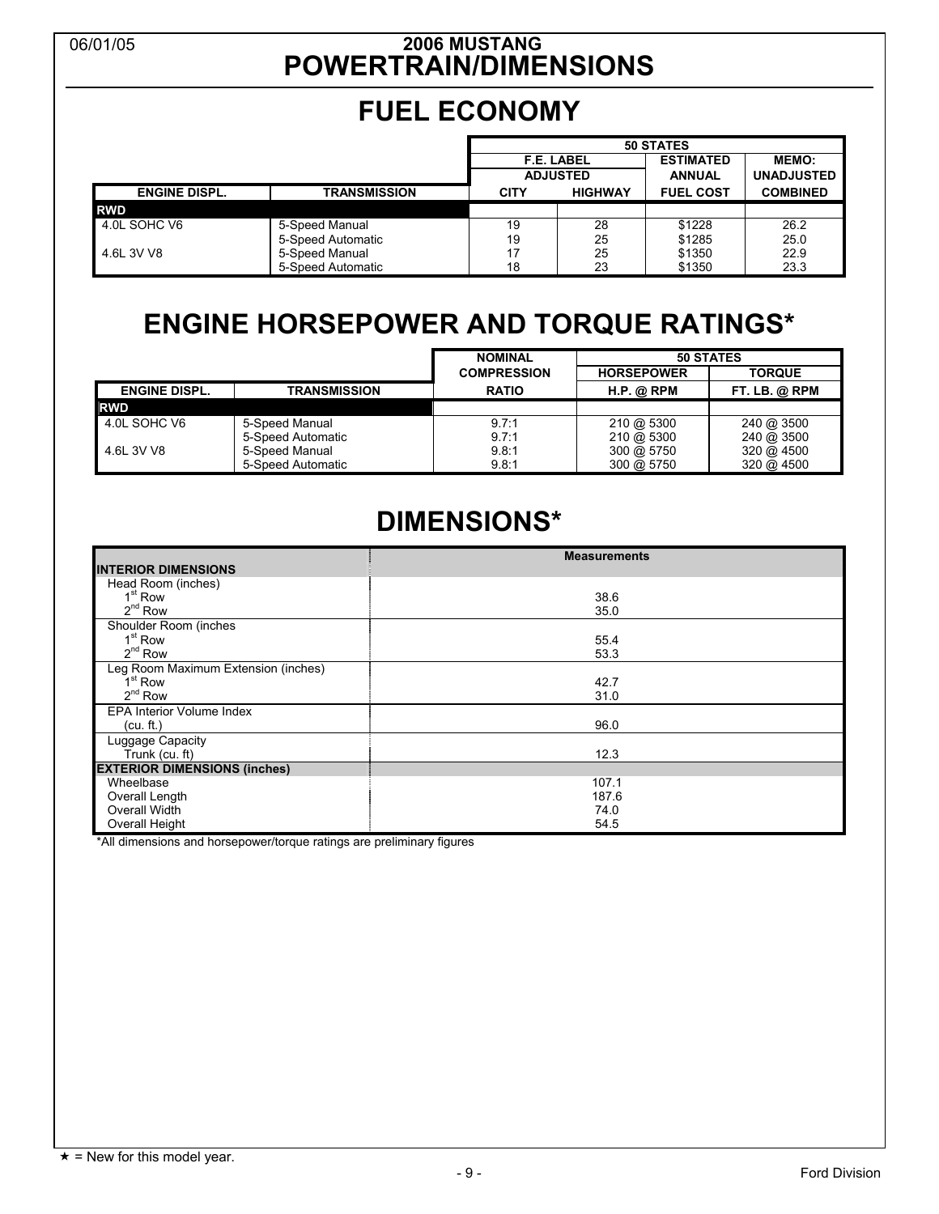# 2006 MUSTANG
# POWERTRAIN/DIMENSIONS

## FUEL ECONOMY

| | | 50 STATES | | | |
|---|---|---|---|---|---|
| | | F.E. LABEL ADJUSTED | | ESTIMATED ANNUAL | MEMO: UNADJUSTED |
| ENGINE DISPL. | TRANSMISSION | CITY | HIGHWAY | FUEL COST | COMBINED |
| **RWD** | | | | | |
| 4.0L SOHC V6 | 5-Speed Manual | 19 | 28 | $1228 | 26.2 |
| | 5-Speed Automatic | 19 | 25 | $1285 | 25.0 |
| 4.6L 3V V8 | 5-Speed Manual | 17 | 25 | $1350 | 22.9 |
| | 5-Speed Automatic | 18 | 23 | $1350 | 23.3 |

## ENGINE HORSEPOWER AND TORQUE RATINGS*

| | | NOMINAL COMPRESSION | 50 STATES | |
|---|---|---|---|---|
| | | | HORSEPOWER | TORQUE |
| ENGINE DISPL. | TRANSMISSION | RATIO | H.P. @ RPM | FT. LB. @ RPM |
| **RWD** | | | | |
| 4.0L SOHC V6 | 5-Speed Manual | 9.7:1 | 210 @ 5300 | 240 @ 3500 |
| | 5-Speed Automatic | 9.7:1 | 210 @ 5300 | 240 @ 3500 |
| 4.6L 3V V8 | 5-Speed Manual | 9.8:1 | 300 @ 5750 | 320 @ 4500 |
| | 5-Speed Automatic | 9.8:1 | 300 @ 5750 | 320 @ 4500 |

## DIMENSIONS*

| INTERIOR DIMENSIONS | Measurements |
|---|---|
| Head Room (inches) | |
| 1st Row | 38.6 |
| 2nd Row | 35.0 |
| Shoulder Room (inches | |
| 1st Row | 55.4 |
| 2nd Row | 53.3 |
| Leg Room Maximum Extension (inches) | |
| 1st Row | 42.7 |
| 2nd Row | 31.0 |
| EPA Interior Volume Index (cu. ft.) | 96.0 |
| Luggage Capacity Trunk (cu. ft) | 12.3 |
| **EXTERIOR DIMENSIONS (inches)** | |
| Wheelbase | 107.1 |
| Overall Length | 187.6 |
| Overall Width | 74.0 |
| Overall Height | 54.5 |

*All dimensions and horsepower/torque ratings are preliminary figures

★ = New for this model year.